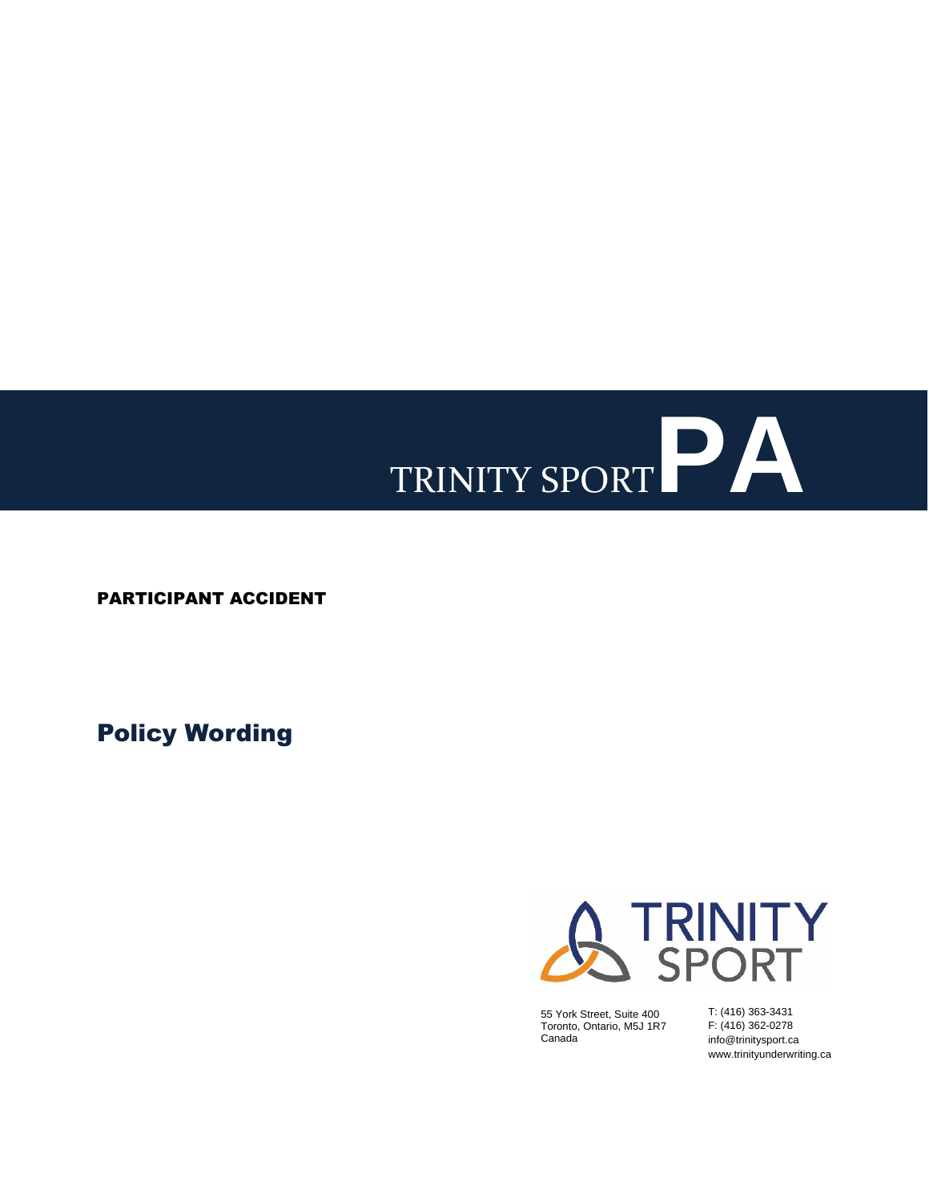# TRINITY SPORT PA

## PARTICIPANT ACCIDENT

## Policy Wording

TRINITY SPORT

55 York Street, Suite 400
Toronto, Ontario, M5J 1R7
Canada

T: (416) 363-3431
F: (416) 362-0278
info@trinitysport.ca
www.trinityunderwriting.ca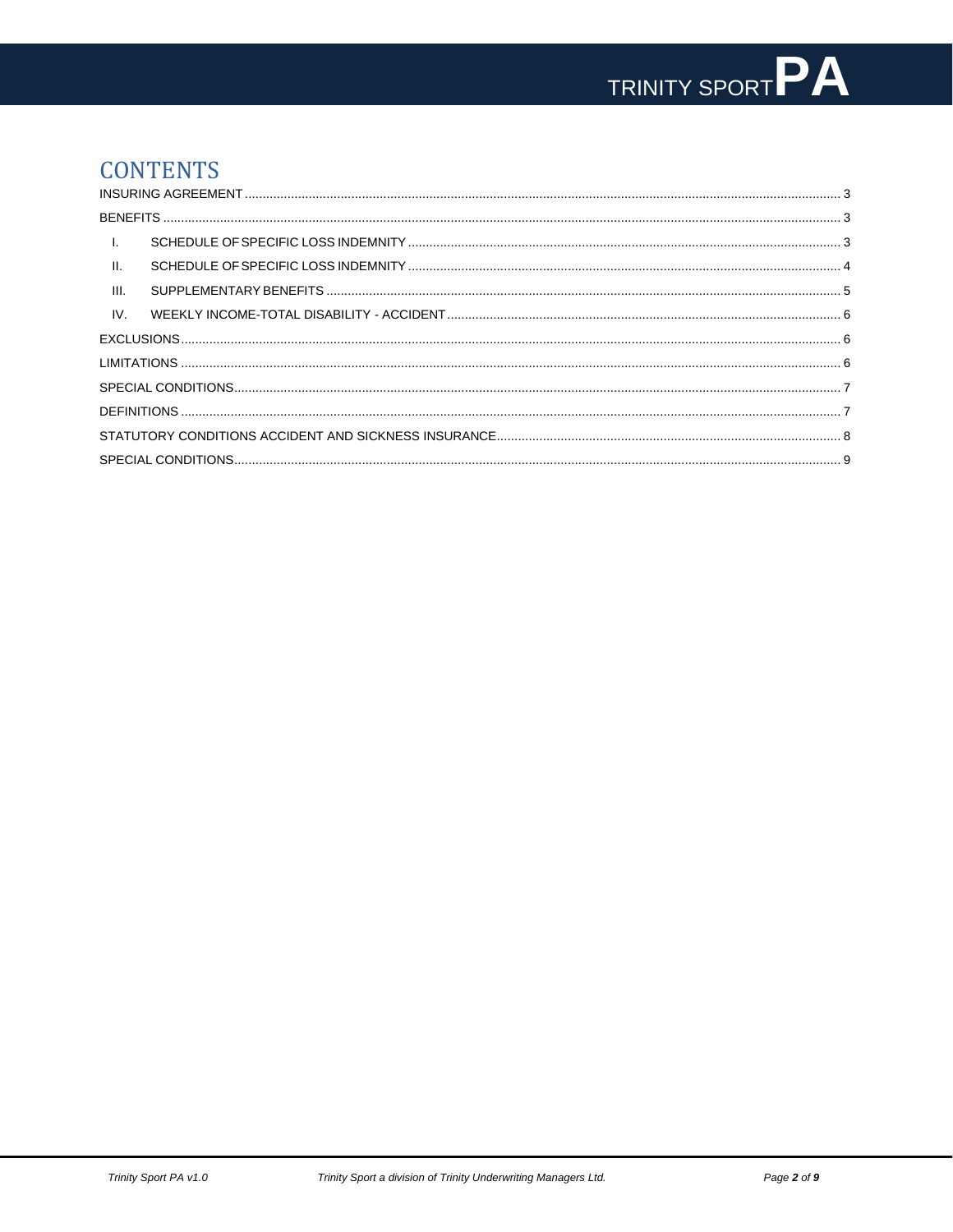# CONTENTS

INSURING AGREEMENT ..... 3

BENEFITS ..... 3

- I. SCHEDULE OF SPECIFIC LOSS INDEMNITY ..... 3
- II. SCHEDULE OF SPECIFIC LOSS INDEMNITY ..... 4
- III. SUPPLEMENTARY BENEFITS ..... 5
- IV. WEEKLY INCOME-TOTAL DISABILITY - ACCIDENT ..... 6

EXCLUSIONS ..... 6

LIMITATIONS ..... 6

SPECIAL CONDITIONS ..... 7

DEFINITIONS ..... 7

STATUTORY CONDITIONS ACCIDENT AND SICKNESS INSURANCE ..... 8

SPECIAL CONDITIONS ..... 9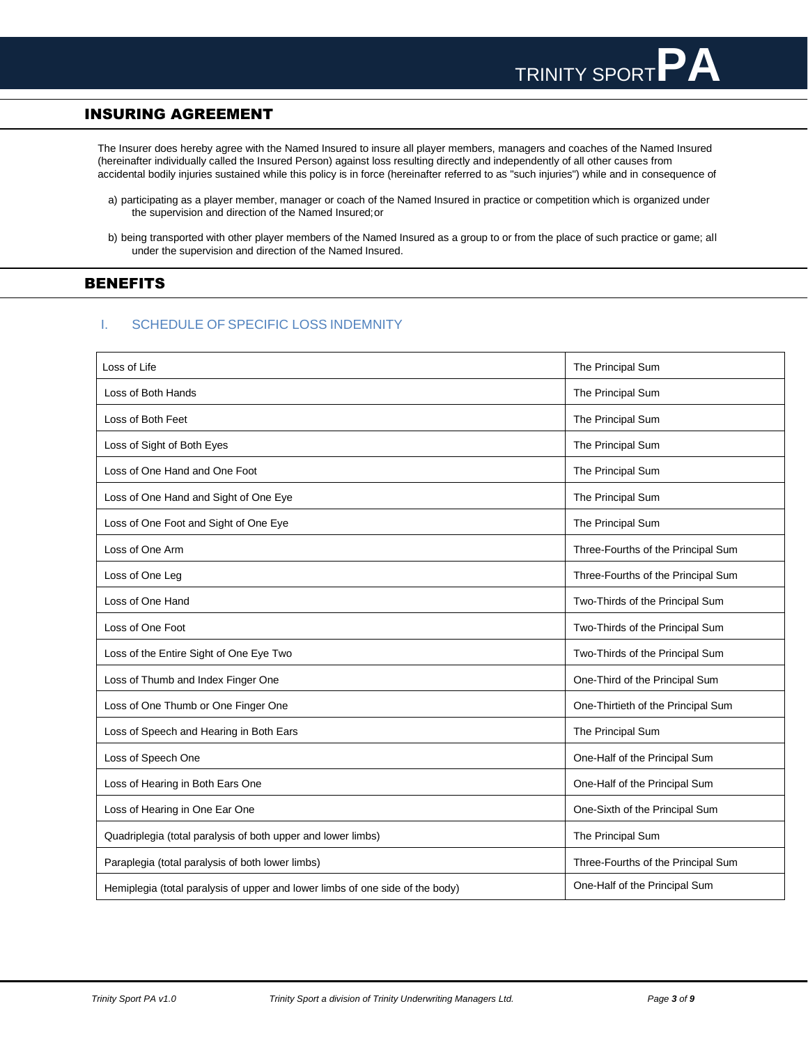## INSURING AGREEMENT

The Insurer does hereby agree with the Named Insured to insure all player members, managers and coaches of the Named Insured (hereinafter individually called the Insured Person) against loss resulting directly and independently of all other causes from accidental bodily injuries sustained while this policy is in force (hereinafter referred to as "such injuries") while and in consequence of

a) participating as a player member, manager or coach of the Named Insured in practice or competition which is organized under the supervision and direction of the Named Insured; or

b) being transported with other player members of the Named Insured as a group to or from the place of such practice or game; all under the supervision and direction of the Named Insured.

## BENEFITS

### I. SCHEDULE OF SPECIFIC LOSS INDEMNITY

| | |
|---|---|
| Loss of Life | The Principal Sum |
| Loss of Both Hands | The Principal Sum |
| Loss of Both Feet | The Principal Sum |
| Loss of Sight of Both Eyes | The Principal Sum |
| Loss of One Hand and One Foot | The Principal Sum |
| Loss of One Hand and Sight of One Eye | The Principal Sum |
| Loss of One Foot and Sight of One Eye | The Principal Sum |
| Loss of One Arm | Three-Fourths of the Principal Sum |
| Loss of One Leg | Three-Fourths of the Principal Sum |
| Loss of One Hand | Two-Thirds of the Principal Sum |
| Loss of One Foot | Two-Thirds of the Principal Sum |
| Loss of the Entire Sight of One Eye Two | Two-Thirds of the Principal Sum |
| Loss of Thumb and Index Finger One | One-Third of the Principal Sum |
| Loss of One Thumb or One Finger One | One-Thirtieth of the Principal Sum |
| Loss of Speech and Hearing in Both Ears | The Principal Sum |
| Loss of Speech One | One-Half of the Principal Sum |
| Loss of Hearing in Both Ears One | One-Half of the Principal Sum |
| Loss of Hearing in One Ear One | One-Sixth of the Principal Sum |
| Quadriplegia (total paralysis of both upper and lower limbs) | The Principal Sum |
| Paraplegia (total paralysis of both lower limbs) | Three-Fourths of the Principal Sum |
| Hemiplegia (total paralysis of upper and lower limbs of one side of the body) | One-Half of the Principal Sum |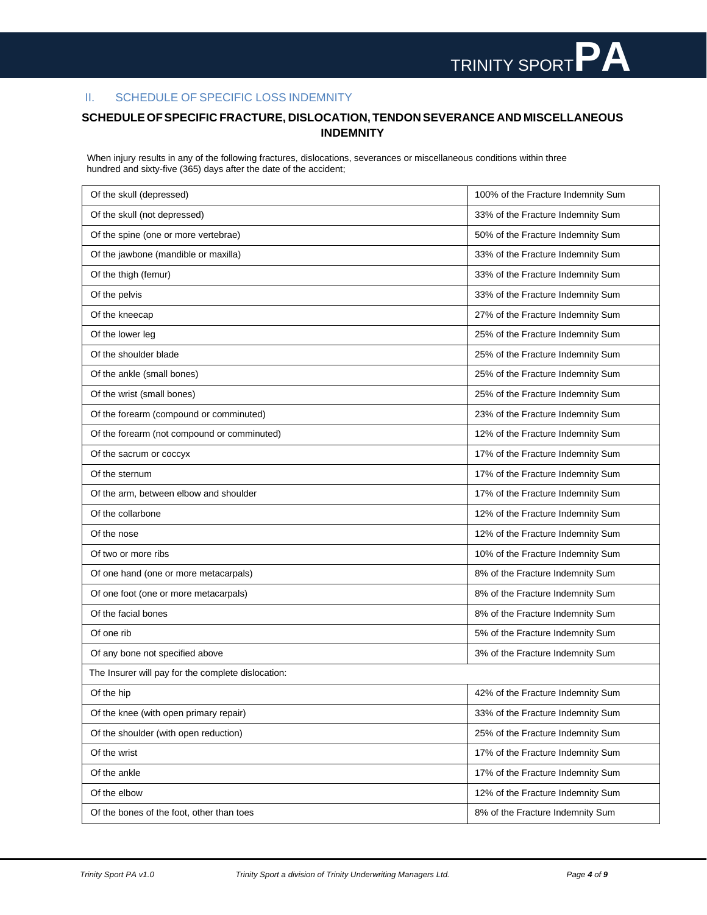## II. SCHEDULE OF SPECIFIC LOSS INDEMNITY

### SCHEDULE OF SPECIFIC FRACTURE, DISLOCATION, TENDON SEVERANCE AND MISCELLANEOUS INDEMNITY

When injury results in any of the following fractures, dislocations, severances or miscellaneous conditions within three hundred and sixty-five (365) days after the date of the accident;

| | |
|---|---|
| Of the skull (depressed) | 100% of the Fracture Indemnity Sum |
| Of the skull (not depressed) | 33% of the Fracture Indemnity Sum |
| Of the spine (one or more vertebrae) | 50% of the Fracture Indemnity Sum |
| Of the jawbone (mandible or maxilla) | 33% of the Fracture Indemnity Sum |
| Of the thigh (femur) | 33% of the Fracture Indemnity Sum |
| Of the pelvis | 33% of the Fracture Indemnity Sum |
| Of the kneecap | 27% of the Fracture Indemnity Sum |
| Of the lower leg | 25% of the Fracture Indemnity Sum |
| Of the shoulder blade | 25% of the Fracture Indemnity Sum |
| Of the ankle (small bones) | 25% of the Fracture Indemnity Sum |
| Of the wrist (small bones) | 25% of the Fracture Indemnity Sum |
| Of the forearm (compound or comminuted) | 23% of the Fracture Indemnity Sum |
| Of the forearm (not compound or comminuted) | 12% of the Fracture Indemnity Sum |
| Of the sacrum or coccyx | 17% of the Fracture Indemnity Sum |
| Of the sternum | 17% of the Fracture Indemnity Sum |
| Of the arm, between elbow and shoulder | 17% of the Fracture Indemnity Sum |
| Of the collarbone | 12% of the Fracture Indemnity Sum |
| Of the nose | 12% of the Fracture Indemnity Sum |
| Of two or more ribs | 10% of the Fracture Indemnity Sum |
| Of one hand (one or more metacarpals) | 8% of the Fracture Indemnity Sum |
| Of one foot (one or more metacarpals) | 8% of the Fracture Indemnity Sum |
| Of the facial bones | 8% of the Fracture Indemnity Sum |
| Of one rib | 5% of the Fracture Indemnity Sum |
| Of any bone not specified above | 3% of the Fracture Indemnity Sum |
| The Insurer will pay for the complete dislocation: | |
| Of the hip | 42% of the Fracture Indemnity Sum |
| Of the knee (with open primary repair) | 33% of the Fracture Indemnity Sum |
| Of the shoulder (with open reduction) | 25% of the Fracture Indemnity Sum |
| Of the wrist | 17% of the Fracture Indemnity Sum |
| Of the ankle | 17% of the Fracture Indemnity Sum |
| Of the elbow | 12% of the Fracture Indemnity Sum |
| Of the bones of the foot, other than toes | 8% of the Fracture Indemnity Sum |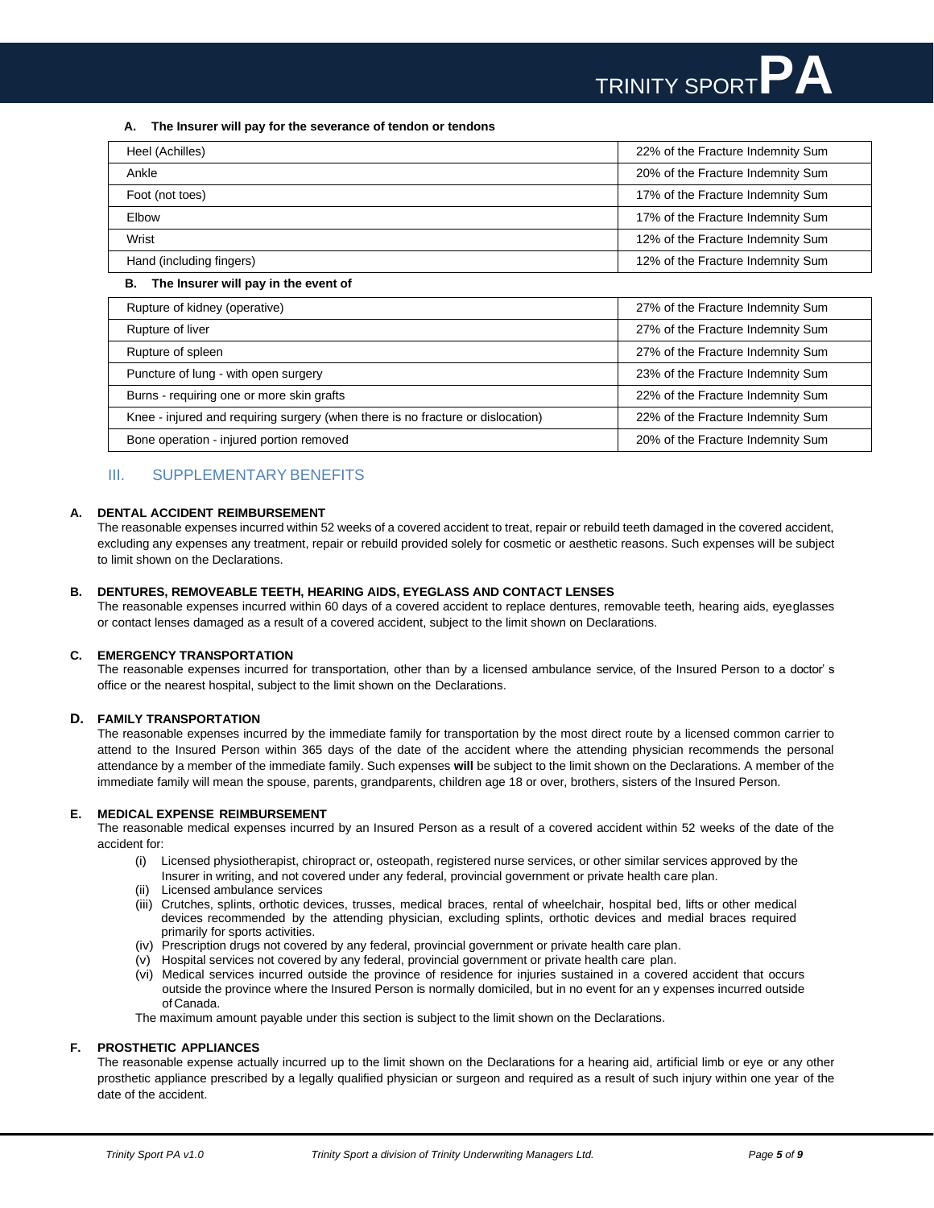**A. The Insurer will pay for the severance of tendon or tendons**

| | |
|---|---|
| Heel (Achilles) | 22% of the Fracture Indemnity Sum |
| Ankle | 20% of the Fracture Indemnity Sum |
| Foot (not toes) | 17% of the Fracture Indemnity Sum |
| Elbow | 17% of the Fracture Indemnity Sum |
| Wrist | 12% of the Fracture Indemnity Sum |
| Hand (including fingers) | 12% of the Fracture Indemnity Sum |

**B. The Insurer will pay in the event of**

| | |
|---|---|
| Rupture of kidney (operative) | 27% of the Fracture Indemnity Sum |
| Rupture of liver | 27% of the Fracture Indemnity Sum |
| Rupture of spleen | 27% of the Fracture Indemnity Sum |
| Puncture of lung - with open surgery | 23% of the Fracture Indemnity Sum |
| Burns - requiring one or more skin grafts | 22% of the Fracture Indemnity Sum |
| Knee - injured and requiring surgery (when there is no fracture or dislocation) | 22% of the Fracture Indemnity Sum |
| Bone operation - injured portion removed | 20% of the Fracture Indemnity Sum |

## III. SUPPLEMENTARY BENEFITS

**A. DENTAL ACCIDENT REIMBURSEMENT**

The reasonable expenses incurred within 52 weeks of a covered accident to treat, repair or rebuild teeth damaged in the covered accident, excluding any expenses any treatment, repair or rebuild provided solely for cosmetic or aesthetic reasons. Such expenses will be subject to limit shown on the Declarations.

**B. DENTURES, REMOVEABLE TEETH, HEARING AIDS, EYEGLASS AND CONTACT LENSES**

The reasonable expenses incurred within 60 days of a covered accident to replace dentures, removable teeth, hearing aids, eyeglasses or contact lenses damaged as a result of a covered accident, subject to the limit shown on Declarations.

**C. EMERGENCY TRANSPORTATION**

The reasonable expenses incurred for transportation, other than by a licensed ambulance service, of the Insured Person to a doctor' s office or the nearest hospital, subject to the limit shown on the Declarations.

**D. FAMILY TRANSPORTATION**

The reasonable expenses incurred by the immediate family for transportation by the most direct route by a licensed common carrier to attend to the Insured Person within 365 days of the date of the accident where the attending physician recommends the personal attendance by a member of the immediate family. Such expenses **will** be subject to the limit shown on the Declarations. A member of the immediate family will mean the spouse, parents, grandparents, children age 18 or over, brothers, sisters of the Insured Person.

**E. MEDICAL EXPENSE REIMBURSEMENT**

The reasonable medical expenses incurred by an Insured Person as a result of a covered accident within 52 weeks of the date of the accident for:

(i) Licensed physiotherapist, chiropract or, osteopath, registered nurse services, or other similar services approved by the Insurer in writing, and not covered under any federal, provincial government or private health care plan.
(ii) Licensed ambulance services
(iii) Crutches, splints, orthotic devices, trusses, medical braces, rental of wheelchair, hospital bed, lifts or other medical devices recommended by the attending physician, excluding splints, orthotic devices and medial braces required primarily for sports activities.
(iv) Prescription drugs not covered by any federal, provincial government or private health care plan.
(v) Hospital services not covered by any federal, provincial government or private health care plan.
(vi) Medical services incurred outside the province of residence for injuries sustained in a covered accident that occurs outside the province where the Insured Person is normally domiciled, but in no event for an y expenses incurred outside of Canada.

The maximum amount payable under this section is subject to the limit shown on the Declarations.

**F. PROSTHETIC APPLIANCES**

The reasonable expense actually incurred up to the limit shown on the Declarations for a hearing aid, artificial limb or eye or any other prosthetic appliance prescribed by a legally qualified physician or surgeon and required as a result of such injury within one year of the date of the accident.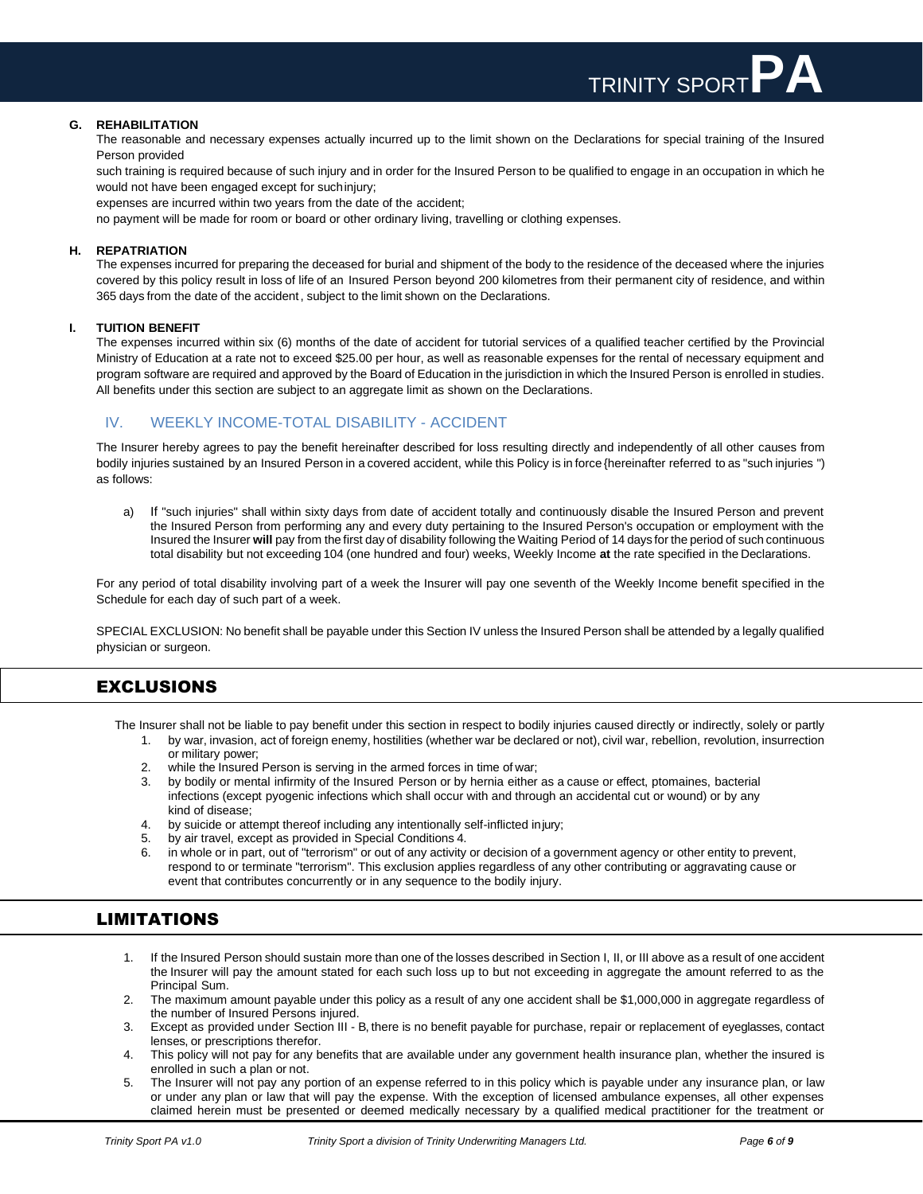### G. REHABILITATION

The reasonable and necessary expenses actually incurred up to the limit shown on the Declarations for special training of the Insured Person provided

such training is required because of such injury and in order for the Insured Person to be qualified to engage in an occupation in which he would not have been engaged except for such injury;

expenses are incurred within two years from the date of the accident;

no payment will be made for room or board or other ordinary living, travelling or clothing expenses.

### H. REPATRIATION

The expenses incurred for preparing the deceased for burial and shipment of the body to the residence of the deceased where the injuries covered by this policy result in loss of life of an Insured Person beyond 200 kilometres from their permanent city of residence, and within 365 days from the date of the accident, subject to the limit shown on the Declarations.

### I. TUITION BENEFIT

The expenses incurred within six (6) months of the date of accident for tutorial services of a qualified teacher certified by the Provincial Ministry of Education at a rate not to exceed $25.00 per hour, as well as reasonable expenses for the rental of necessary equipment and program software are required and approved by the Board of Education in the jurisdiction in which the Insured Person is enrolled in studies. All benefits under this section are subject to an aggregate limit as shown on the Declarations.

## IV. WEEKLY INCOME-TOTAL DISABILITY - ACCIDENT

The Insurer hereby agrees to pay the benefit hereinafter described for loss resulting directly and independently of all other causes from bodily injuries sustained by an Insured Person in a covered accident, while this Policy is in force (hereinafter referred to as "such injuries ") as follows:

a) If "such injuries" shall within sixty days from date of accident totally and continuously disable the Insured Person and prevent the Insured Person from performing any and every duty pertaining to the Insured Person's occupation or employment with the Insured the Insurer **will** pay from the first day of disability following the Waiting Period of 14 days for the period of such continuous total disability but not exceeding 104 (one hundred and four) weeks, Weekly Income **at** the rate specified in the Declarations.

For any period of total disability involving part of a week the Insurer will pay one seventh of the Weekly Income benefit specified in the Schedule for each day of such part of a week.

SPECIAL EXCLUSION: No benefit shall be payable under this Section IV unless the Insured Person shall be attended by a legally qualified physician or surgeon.

## EXCLUSIONS

The Insurer shall not be liable to pay benefit under this section in respect to bodily injuries caused directly or indirectly, solely or partly

1. by war, invasion, act of foreign enemy, hostilities (whether war be declared or not), civil war, rebellion, revolution, insurrection or military power;
2. while the Insured Person is serving in the armed forces in time of war;
3. by bodily or mental infirmity of the Insured Person or by hernia either as a cause or effect, ptomaines, bacterial infections (except pyogenic infections which shall occur with and through an accidental cut or wound) or by any kind of disease;
4. by suicide or attempt thereof including any intentionally self-inflicted injury;
5. by air travel, except as provided in Special Conditions 4.
6. in whole or in part, out of "terrorism" or out of any activity or decision of a government agency or other entity to prevent, respond to or terminate "terrorism". This exclusion applies regardless of any other contributing or aggravating cause or event that contributes concurrently or in any sequence to the bodily injury.

## LIMITATIONS

1. If the Insured Person should sustain more than one of the losses described in Section I, II, or III above as a result of one accident the Insurer will pay the amount stated for each such loss up to but not exceeding in aggregate the amount referred to as the Principal Sum.
2. The maximum amount payable under this policy as a result of any one accident shall be $1,000,000 in aggregate regardless of the number of Insured Persons injured.
3. Except as provided under Section III - B, there is no benefit payable for purchase, repair or replacement of eyeglasses, contact lenses, or prescriptions therefor.
4. This policy will not pay for any benefits that are available under any government health insurance plan, whether the insured is enrolled in such a plan or not.
5. The Insurer will not pay any portion of an expense referred to in this policy which is payable under any insurance plan, or law or under any plan or law that will pay the expense. With the exception of licensed ambulance expenses, all other expenses claimed herein must be presented or deemed medically necessary by a qualified medical practitioner for the treatment or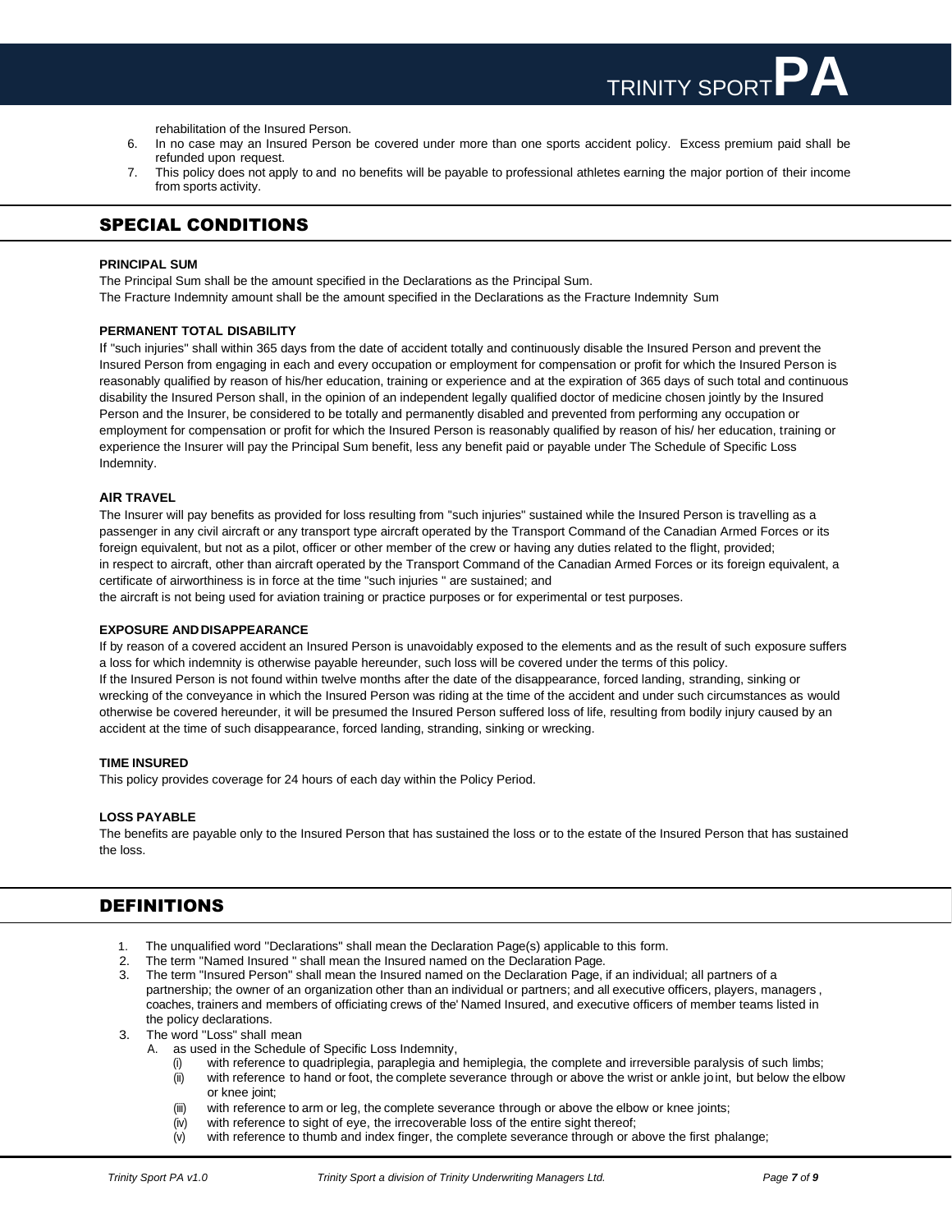rehabilitation of the Insured Person.

6. In no case may an Insured Person be covered under more than one sports accident policy. Excess premium paid shall be refunded upon request.
7. This policy does not apply to and no benefits will be payable to professional athletes earning the major portion of their income from sports activity.

## SPECIAL CONDITIONS

**PRINCIPAL SUM**

The Principal Sum shall be the amount specified in the Declarations as the Principal Sum.
The Fracture Indemnity amount shall be the amount specified in the Declarations as the Fracture Indemnity Sum

**PERMANENT TOTAL DISABILITY**

If "such injuries" shall within 365 days from the date of accident totally and continuously disable the Insured Person and prevent the Insured Person from engaging in each and every occupation or employment for compensation or profit for which the Insured Person is reasonably qualified by reason of his/her education, training or experience and at the expiration of 365 days of such total and continuous disability the Insured Person shall, in the opinion of an independent legally qualified doctor of medicine chosen jointly by the Insured Person and the Insurer, be considered to be totally and permanently disabled and prevented from performing any occupation or employment for compensation or profit for which the Insured Person is reasonably qualified by reason of his/ her education, training or experience the Insurer will pay the Principal Sum benefit, less any benefit paid or payable under The Schedule of Specific Loss Indemnity.

**AIR TRAVEL**

The Insurer will pay benefits as provided for loss resulting from "such injuries" sustained while the Insured Person is travelling as a passenger in any civil aircraft or any transport type aircraft operated by the Transport Command of the Canadian Armed Forces or its foreign equivalent, but not as a pilot, officer or other member of the crew or having any duties related to the flight, provided;
in respect to aircraft, other than aircraft operated by the Transport Command of the Canadian Armed Forces or its foreign equivalent, a certificate of airworthiness is in force at the time "such injuries " are sustained; and
the aircraft is not being used for aviation training or practice purposes or for experimental or test purposes.

**EXPOSURE AND DISAPPEARANCE**

If by reason of a covered accident an Insured Person is unavoidably exposed to the elements and as the result of such exposure suffers a loss for which indemnity is otherwise payable hereunder, such loss will be covered under the terms of this policy.
If the Insured Person is not found within twelve months after the date of the disappearance, forced landing, stranding, sinking or wrecking of the conveyance in which the Insured Person was riding at the time of the accident and under such circumstances as would otherwise be covered hereunder, it will be presumed the Insured Person suffered loss of life, resulting from bodily injury caused by an accident at the time of such disappearance, forced landing, stranding, sinking or wrecking.

**TIME INSURED**

This policy provides coverage for 24 hours of each day within the Policy Period.

**LOSS PAYABLE**

The benefits are payable only to the Insured Person that has sustained the loss or to the estate of the Insured Person that has sustained the loss.

## DEFINITIONS

1. The unqualified word "Declarations" shall mean the Declaration Page(s) applicable to this form.
2. The term "Named Insured " shall mean the Insured named on the Declaration Page.
3. The term "Insured Person" shall mean the Insured named on the Declaration Page, if an individual; all partners of a partnership; the owner of an organization other than an individual or partners; and all executive officers, players, managers , coaches, trainers and members of officiating crews of the' Named Insured, and executive officers of member teams listed in the policy declarations.
3. The word "Loss" shall mean
   A. as used in the Schedule of Specific Loss Indemnity,
      (i) with reference to quadriplegia, paraplegia and hemiplegia, the complete and irreversible paralysis of such limbs;
      (ii) with reference to hand or foot, the complete severance through or above the wrist or ankle joint, but below the elbow or knee joint;
      (iii) with reference to arm or leg, the complete severance through or above the elbow or knee joints;
      (iv) with reference to sight of eye, the irrecoverable loss of the entire sight thereof;
      (v) with reference to thumb and index finger, the complete severance through or above the first phalange;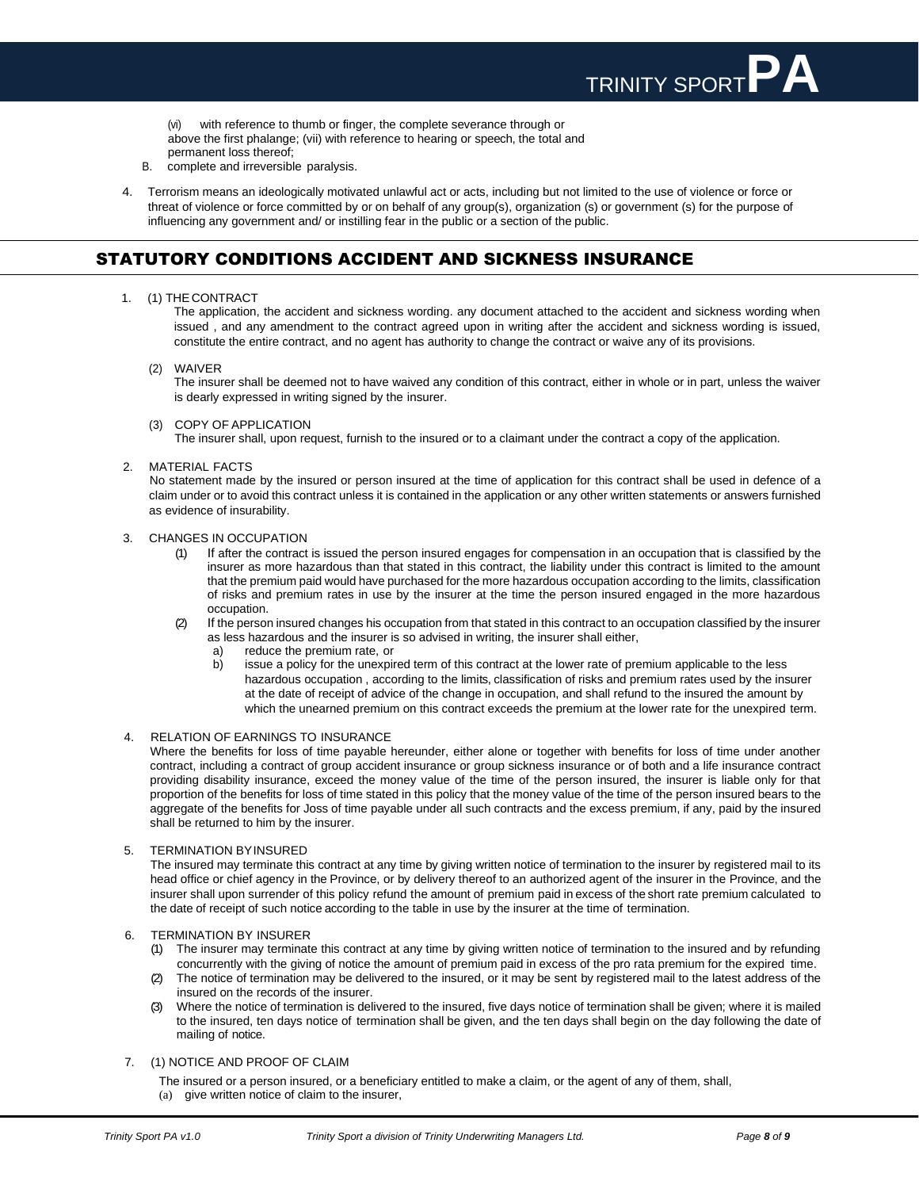(vi) with reference to thumb or finger, the complete severance through or above the first phalange; (vii) with reference to hearing or speech, the total and permanent loss thereof;

B. complete and irreversible paralysis.

4. Terrorism means an ideologically motivated unlawful act or acts, including but not limited to the use of violence or force or threat of violence or force committed by or on behalf of any group(s), organization (s) or government (s) for the purpose of influencing any government and/ or instilling fear in the public or a section of the public.

## STATUTORY CONDITIONS ACCIDENT AND SICKNESS INSURANCE

1. (1) THE CONTRACT

   The application, the accident and sickness wording. any document attached to the accident and sickness wording when issued , and any amendment to the contract agreed upon in writing after the accident and sickness wording is issued, constitute the entire contract, and no agent has authority to change the contract or waive any of its provisions.

   (2) WAIVER

   The insurer shall be deemed not to have waived any condition of this contract, either in whole or in part, unless the waiver is dearly expressed in writing signed by the insurer.

   (3) COPY OF APPLICATION

   The insurer shall, upon request, furnish to the insured or to a claimant under the contract a copy of the application.

2. MATERIAL FACTS

   No statement made by the insured or person insured at the time of application for this contract shall be used in defence of a claim under or to avoid this contract unless it is contained in the application or any other written statements or answers furnished as evidence of insurability.

3. CHANGES IN OCCUPATION

   (1) If after the contract is issued the person insured engages for compensation in an occupation that is classified by the insurer as more hazardous than that stated in this contract, the liability under this contract is limited to the amount that the premium paid would have purchased for the more hazardous occupation according to the limits, classification of risks and premium rates in use by the insurer at the time the person insured engaged in the more hazardous occupation.

   (2) If the person insured changes his occupation from that stated in this contract to an occupation classified by the insurer as less hazardous and the insurer is so advised in writing, the insurer shall either,

      a) reduce the premium rate, or
      b) issue a policy for the unexpired term of this contract at the lower rate of premium applicable to the less hazardous occupation , according to the limits, classification of risks and premium rates used by the insurer at the date of receipt of advice of the change in occupation, and shall refund to the insured the amount by which the unearned premium on this contract exceeds the premium at the lower rate for the unexpired term.

4. RELATION OF EARNINGS TO INSURANCE

   Where the benefits for loss of time payable hereunder, either alone or together with benefits for loss of time under another contract, including a contract of group accident insurance or group sickness insurance or of both and a life insurance contract providing disability insurance, exceed the money value of the time of the person insured, the insurer is liable only for that proportion of the benefits for loss of time stated in this policy that the money value of the time of the person insured bears to the aggregate of the benefits for Joss of time payable under all such contracts and the excess premium, if any, paid by the insured shall be returned to him by the insurer.

5. TERMINATION BY INSURED

   The insured may terminate this contract at any time by giving written notice of termination to the insurer by registered mail to its head office or chief agency in the Province, or by delivery thereof to an authorized agent of the insurer in the Province, and the insurer shall upon surrender of this policy refund the amount of premium paid in excess of the short rate premium calculated to the date of receipt of such notice according to the table in use by the insurer at the time of termination.

6. TERMINATION BY INSURER

   (1) The insurer may terminate this contract at any time by giving written notice of termination to the insured and by refunding concurrently with the giving of notice the amount of premium paid in excess of the pro rata premium for the expired time.

   (2) The notice of termination may be delivered to the insured, or it may be sent by registered mail to the latest address of the insured on the records of the insurer.

   (3) Where the notice of termination is delivered to the insured, five days notice of termination shall be given; where it is mailed to the insured, ten days notice of termination shall be given, and the ten days shall begin on the day following the date of mailing of notice.

7. (1) NOTICE AND PROOF OF CLAIM

   The insured or a person insured, or a beneficiary entitled to make a claim, or the agent of any of them, shall,

   (a) give written notice of claim to the insurer,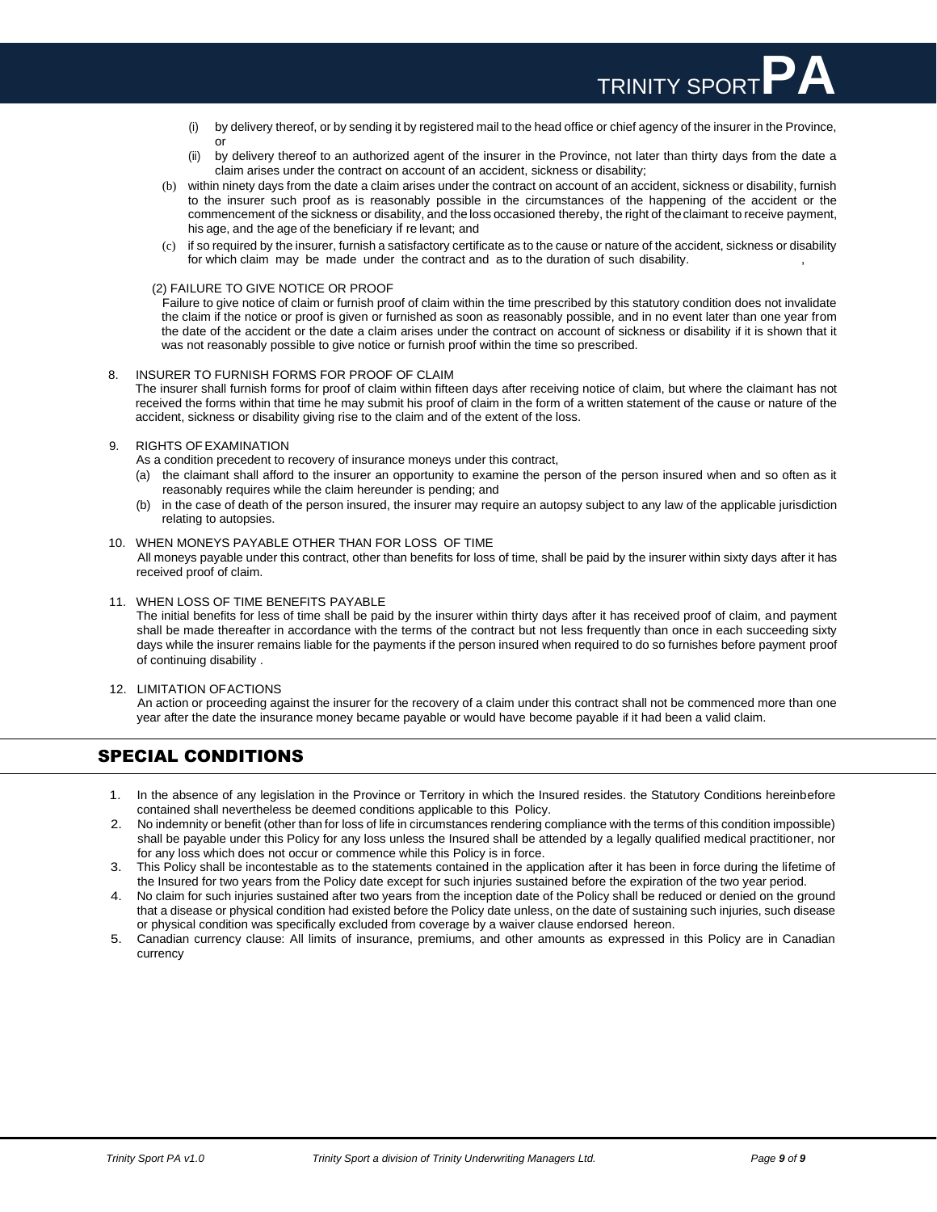- (i) by delivery thereof, or by sending it by registered mail to the head office or chief agency of the insurer in the Province, or
   - (ii) by delivery thereof to an authorized agent of the insurer in the Province, not later than thirty days from the date a claim arises under the contract on account of an accident, sickness or disability;
- (b) within ninety days from the date a claim arises under the contract on account of an accident, sickness or disability, furnish to the insurer such proof as is reasonably possible in the circumstances of the happening of the accident or the commencement of the sickness or disability, and the loss occasioned thereby, the right of the claimant to receive payment, his age, and the age of the beneficiary if re levant; and
- (c) if so required by the insurer, furnish a satisfactory certificate as to the cause or nature of the accident, sickness or disability for which claim may be made under the contract and as to the duration of such disability.

(2) FAILURE TO GIVE NOTICE OR PROOF

Failure to give notice of claim or furnish proof of claim within the time prescribed by this statutory condition does not invalidate the claim if the notice or proof is given or furnished as soon as reasonably possible, and in no event later than one year from the date of the accident or the date a claim arises under the contract on account of sickness or disability if it is shown that it was not reasonably possible to give notice or furnish proof within the time so prescribed.

8. INSURER TO FURNISH FORMS FOR PROOF OF CLAIM

   The insurer shall furnish forms for proof of claim within fifteen days after receiving notice of claim, but where the claimant has not received the forms within that time he may submit his proof of claim in the form of a written statement of the cause or nature of the accident, sickness or disability giving rise to the claim and of the extent of the loss.

9. RIGHTS OF EXAMINATION

   As a condition precedent to recovery of insurance moneys under this contract,
   - (a) the claimant shall afford to the insurer an opportunity to examine the person of the person insured when and so often as it reasonably requires while the claim hereunder is pending; and
   - (b) in the case of death of the person insured, the insurer may require an autopsy subject to any law of the applicable jurisdiction relating to autopsies.

10. WHEN MONEYS PAYABLE OTHER THAN FOR LOSS OF TIME

    All moneys payable under this contract, other than benefits for loss of time, shall be paid by the insurer within sixty days after it has received proof of claim.

11. WHEN LOSS OF TIME BENEFITS PAYABLE

    The initial benefits for less of time shall be paid by the insurer within thirty days after it has received proof of claim, and payment shall be made thereafter in accordance with the terms of the contract but not less frequently than once in each succeeding sixty days while the insurer remains liable for the payments if the person insured when required to do so furnishes before payment proof of continuing disability .

12. LIMITATION OF ACTIONS

    An action or proceeding against the insurer for the recovery of a claim under this contract shall not be commenced more than one year after the date the insurance money became payable or would have become payable if it had been a valid claim.

## SPECIAL CONDITIONS

1. In the absence of any legislation in the Province or Territory in which the Insured resides. the Statutory Conditions hereinbefore contained shall nevertheless be deemed conditions applicable to this Policy.
2. No indemnity or benefit (other than for loss of life in circumstances rendering compliance with the terms of this condition impossible) shall be payable under this Policy for any loss unless the Insured shall be attended by a legally qualified medical practitioner, nor for any loss which does not occur or commence while this Policy is in force.
3. This Policy shall be incontestable as to the statements contained in the application after it has been in force during the lifetime of the Insured for two years from the Policy date except for such injuries sustained before the expiration of the two year period.
4. No claim for such injuries sustained after two years from the inception date of the Policy shall be reduced or denied on the ground that a disease or physical condition had existed before the Policy date unless, on the date of sustaining such injuries, such disease or physical condition was specifically excluded from coverage by a waiver clause endorsed hereon.
5. Canadian currency clause: All limits of insurance, premiums, and other amounts as expressed in this Policy are in Canadian currency